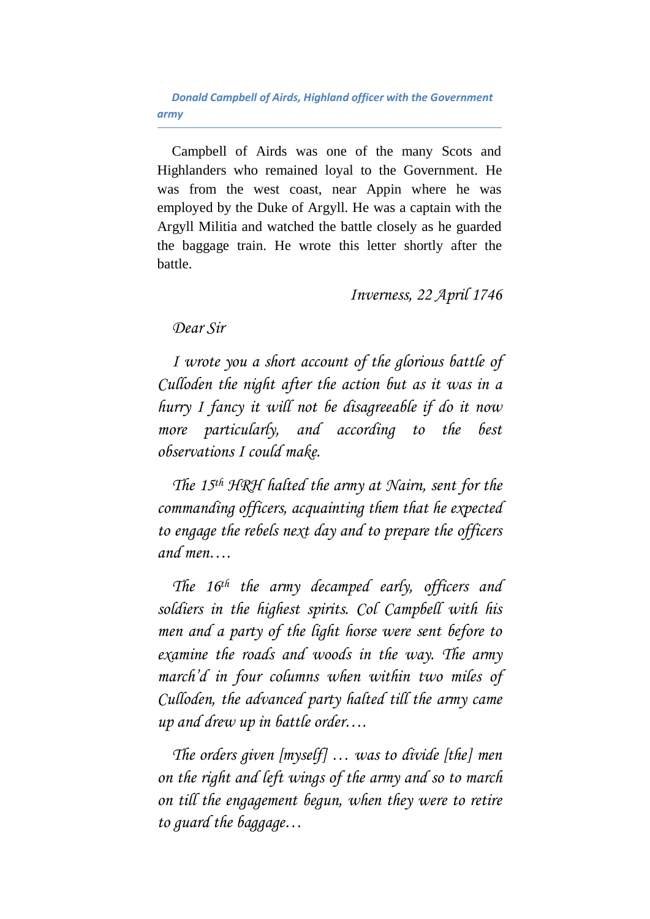### *Donald Campbell of Airds, Highland officer with the Government army*

Campbell of Airds was one of the many Scots and Highlanders who remained loyal to the Government. He was from the west coast, near Appin where he was employed by the Duke of Argyll. He was a captain with the Argyll Militia and watched the battle closely as he guarded the baggage train. He wrote this letter shortly after the battle.

*Inverness, 22 April 1746*

*Dear Sir*

*I wrote you a short account of the glorious battle of Culloden the night after the action but as it was in a hurry I fancy it will not be disagreeable if do it now more particularly, and according to the best observations I could make.*

*The 15th HRH halted the army at Nairn, sent for the commanding officers, acquainting them that he expected to engage the rebels next day and to prepare the officers and men….*

*The 16th the army decamped early, officers and soldiers in the highest spirits. Col Campbell with his men and a party of the light horse were sent before to examine the roads and woods in the way. The army march'd in four columns when within two miles of Culloden, the advanced party halted till the army came up and drew up in battle order….*

*The orders given [myself] … was to divide [the] men on the right and left wings of the army and so to march on till the engagement begun, when they were to retire to guard the baggage…*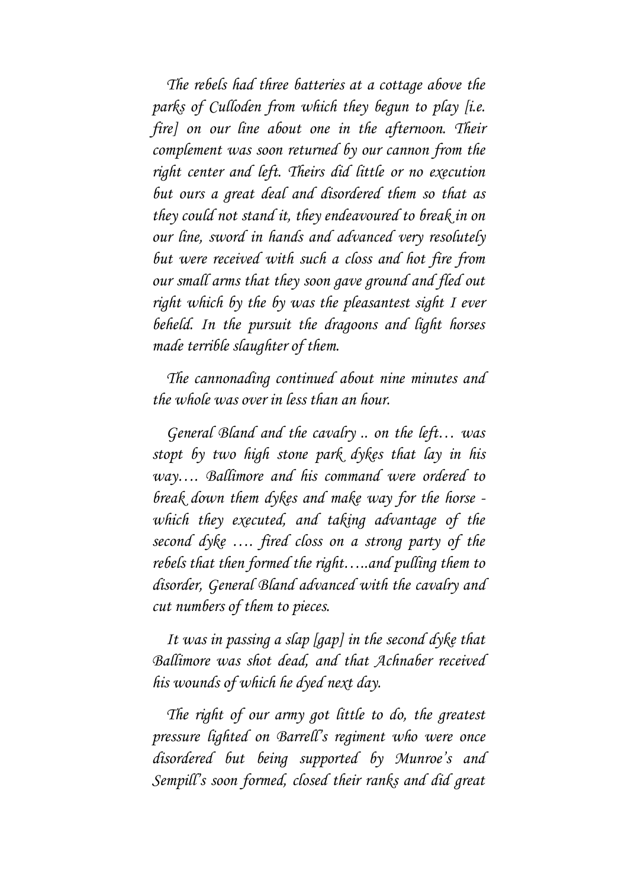*The rebels had three batteries at a cottage above the parks of Culloden from which they begun to play [i.e. fire] on our line about one in the afternoon. Their complement was soon returned by our cannon from the right center and left. Theirs did little or no execution but ours a great deal and disordered them so that as they could not stand it, they endeavoured to break in on our line, sword in hands and advanced very resolutely but were received with such a closs and hot fire from our small arms that they soon gave ground and fled out right which by the by was the pleasantest sight I ever beheld. In the pursuit the dragoons and light horses made terrible slaughter of them.*

*The cannonading continued about nine minutes and the whole was over in less than an hour.*

*General Bland and the cavalry .. on the left… was stopt by two high stone park dykes that lay in his way…. Ballimore and his command were ordered to break down them dykes and make way for the horse - which they executed, and taking advantage of the second dyke …. fired closs on a strong party of the rebels that then formed the right…..and pulling them to disorder, General Bland advanced with the cavalry and cut numbers of them to pieces.*

*It was in passing a slap [gap] in the second dyke that Ballimore was shot dead, and that Achnaber received his wounds of which he dyed next day.*

*The right of our army got little to do, the greatest pressure lighted on Barrell's regiment who were once disordered but being supported by Munroe's and Sempill's soon formed, closed their ranks and did great*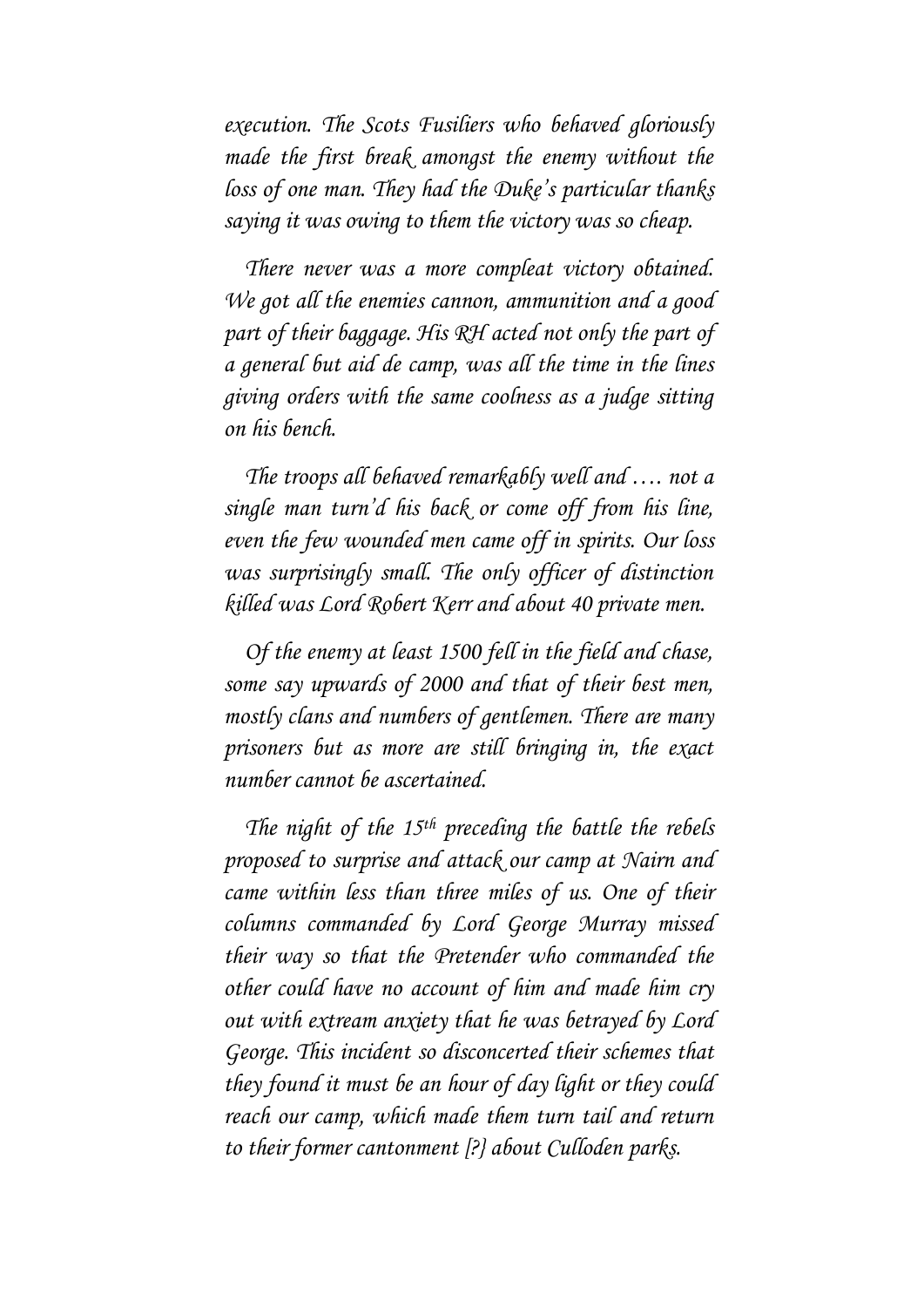*execution. The Scots Fusiliers who behaved gloriously made the first break amongst the enemy without the loss of one man. They had the Duke's particular thanks saying it was owing to them the victory was so cheap.*

*There never was a more compleat victory obtained. We got all the enemies cannon, ammunition and a good part of their baggage. His RH acted not only the part of a general but aid de camp, was all the time in the lines giving orders with the same coolness as a judge sitting on his bench.*

*The troops all behaved remarkably well and …. not a single man turn'd his back or come off from his line, even the few wounded men came off in spirits. Our loss was surprisingly small. The only officer of distinction killed was Lord Robert Kerr and about 40 private men.*

*Of the enemy at least 1500 fell in the field and chase, some say upwards of 2000 and that of their best men, mostly clans and numbers of gentlemen. There are many prisoners but as more are still bringing in, the exact number cannot be ascertained.*

*The night of the 15th preceding the battle the rebels proposed to surprise and attack our camp at Nairn and came within less than three miles of us. One of their columns commanded by Lord George Murray missed their way so that the Pretender who commanded the other could have no account of him and made him cry out with extream anxiety that he was betrayed by Lord George. This incident so disconcerted their schemes that they found it must be an hour of day light or they could reach our camp, which made them turn tail and return to their former cantonment [?} about Culloden parks.*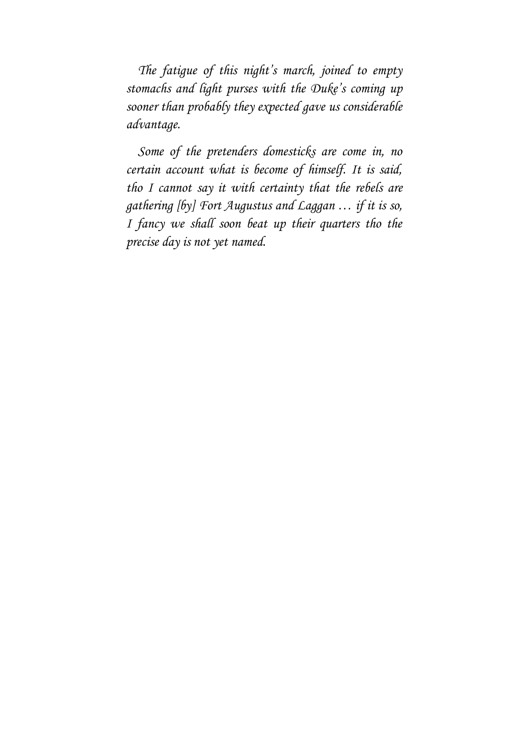*The fatigue of this night's march, joined to empty stomachs and light purses with the Duke's coming up sooner than probably they expected gave us considerable advantage.*

*Some of the pretenders domesticks are come in, no certain account what is become of himself. It is said, tho I cannot say it with certainty that the rebels are gathering [by] Fort Augustus and Laggan … if it is so, I fancy we shall soon beat up their quarters tho the precise day is not yet named.*